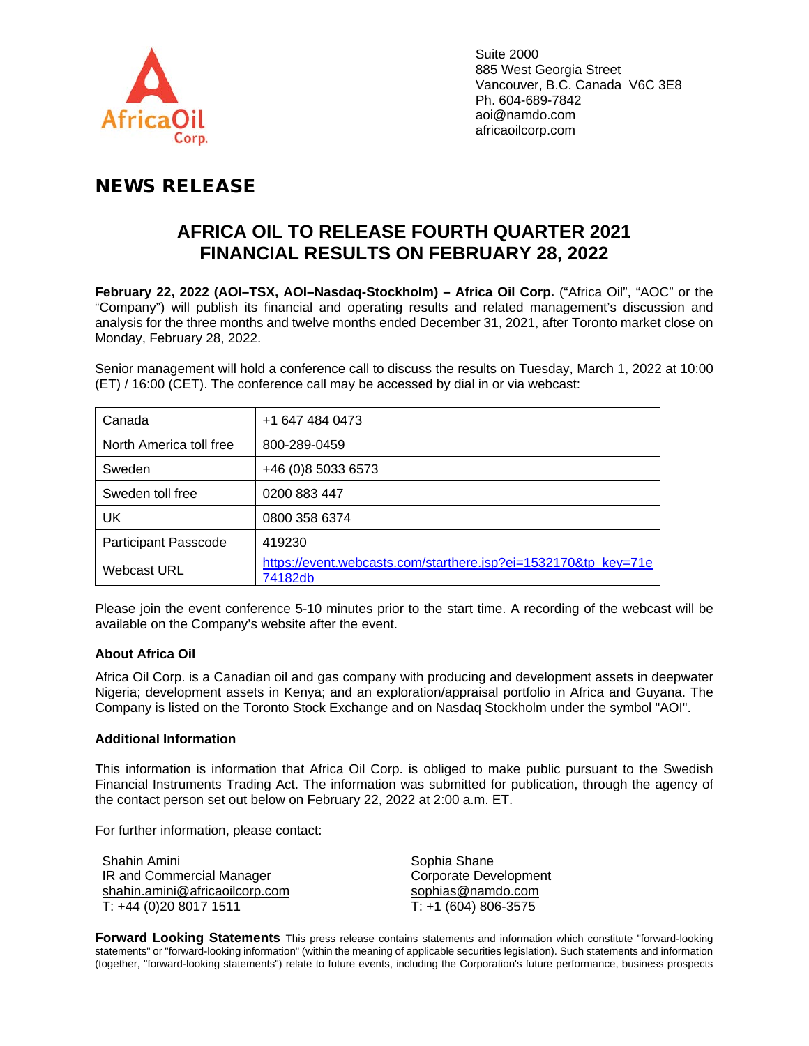Suite 2000
885 West Georgia Street
Vancouver, B.C. Canada V6C 3E8
Ph. 604-689-7842
aoi@namdo.com
africaoilcorp.com

# NEWS RELEASE

## AFRICA OIL TO RELEASE FOURTH QUARTER 2021 FINANCIAL RESULTS ON FEBRUARY 28, 2022

**February 22, 2022 (AOI–TSX, AOI–Nasdaq-Stockholm) – Africa Oil Corp.** ("Africa Oil", "AOC" or the "Company") will publish its financial and operating results and related management's discussion and analysis for the three months and twelve months ended December 31, 2021, after Toronto market close on Monday, February 28, 2022.

Senior management will hold a conference call to discuss the results on Tuesday, March 1, 2022 at 10:00 (ET) / 16:00 (CET). The conference call may be accessed by dial in or via webcast:

| | |
|---|---|
| Canada | +1 647 484 0473 |
| North America toll free | 800-289-0459 |
| Sweden | +46 (0)8 5033 6573 |
| Sweden toll free | 0200 883 447 |
| UK | 0800 358 6374 |
| Participant Passcode | 419230 |
| Webcast URL | https://event.webcasts.com/starthere.jsp?ei=1532170&tp_key=71e74182db |

Please join the event conference 5-10 minutes prior to the start time. A recording of the webcast will be available on the Company's website after the event.

**About Africa Oil**

Africa Oil Corp. is a Canadian oil and gas company with producing and development assets in deepwater Nigeria; development assets in Kenya; and an exploration/appraisal portfolio in Africa and Guyana. The Company is listed on the Toronto Stock Exchange and on Nasdaq Stockholm under the symbol "AOI".

**Additional Information**

This information is information that Africa Oil Corp. is obliged to make public pursuant to the Swedish Financial Instruments Trading Act. The information was submitted for publication, through the agency of the contact person set out below on February 22, 2022 at 2:00 a.m. ET.

For further information, please contact:

Shahin Amini
IR and Commercial Manager
shahin.amini@africaoilcorp.com
T: +44 (0)20 8017 1511

Sophia Shane
Corporate Development
sophias@namdo.com
T: +1 (604) 806-3575

**Forward Looking Statements** This press release contains statements and information which constitute "forward-looking statements" or "forward-looking information" (within the meaning of applicable securities legislation). Such statements and information (together, "forward-looking statements") relate to future events, including the Corporation's future performance, business prospects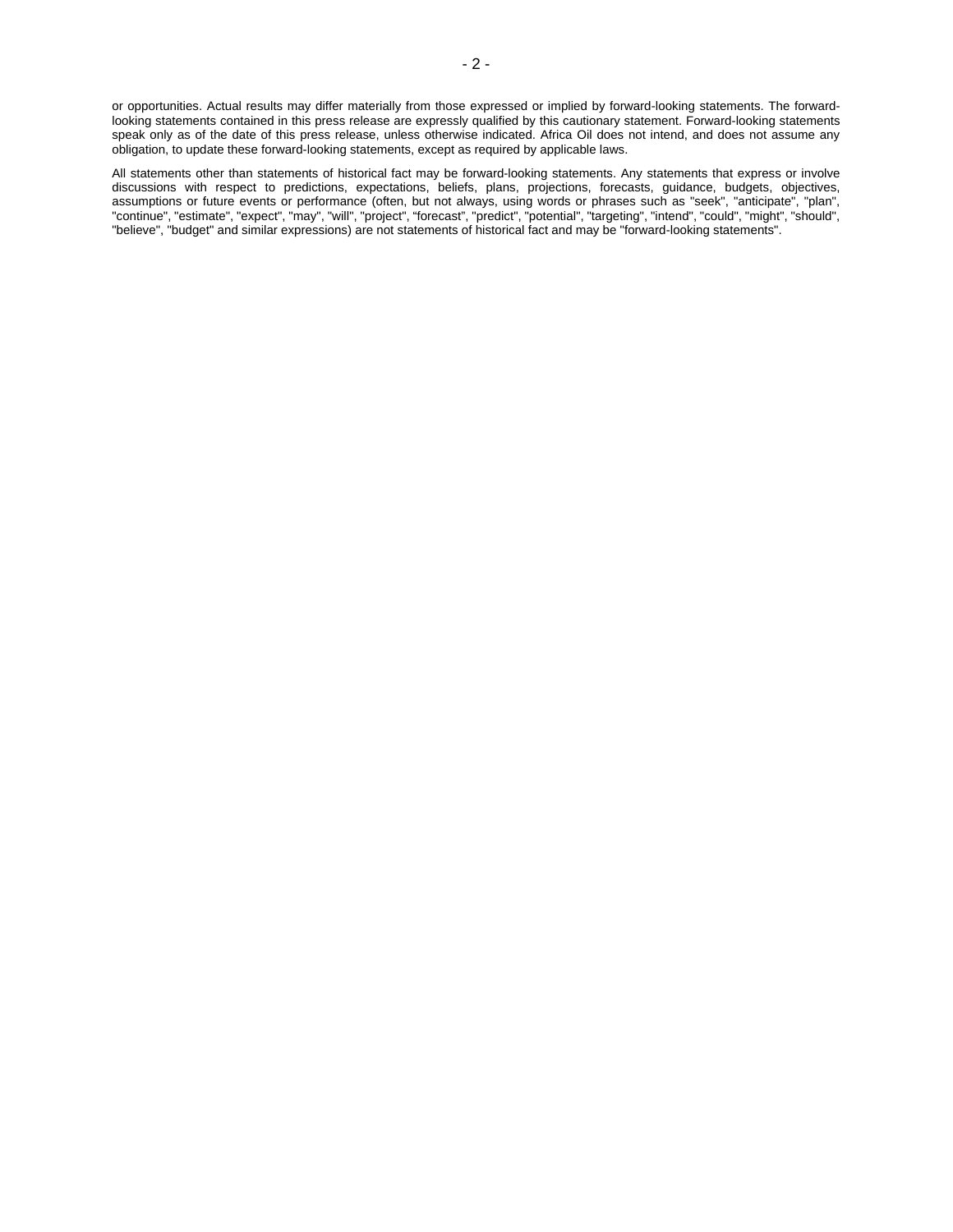or opportunities. Actual results may differ materially from those expressed or implied by forward-looking statements. The forward-looking statements contained in this press release are expressly qualified by this cautionary statement. Forward-looking statements speak only as of the date of this press release, unless otherwise indicated. Africa Oil does not intend, and does not assume any obligation, to update these forward-looking statements, except as required by applicable laws.

All statements other than statements of historical fact may be forward-looking statements. Any statements that express or involve discussions with respect to predictions, expectations, beliefs, plans, projections, forecasts, guidance, budgets, objectives, assumptions or future events or performance (often, but not always, using words or phrases such as "seek", "anticipate", "plan", "continue", "estimate", "expect", "may", "will", "project", "forecast", "predict", "potential", "targeting", "intend", "could", "might", "should", "believe", "budget" and similar expressions) are not statements of historical fact and may be "forward-looking statements".